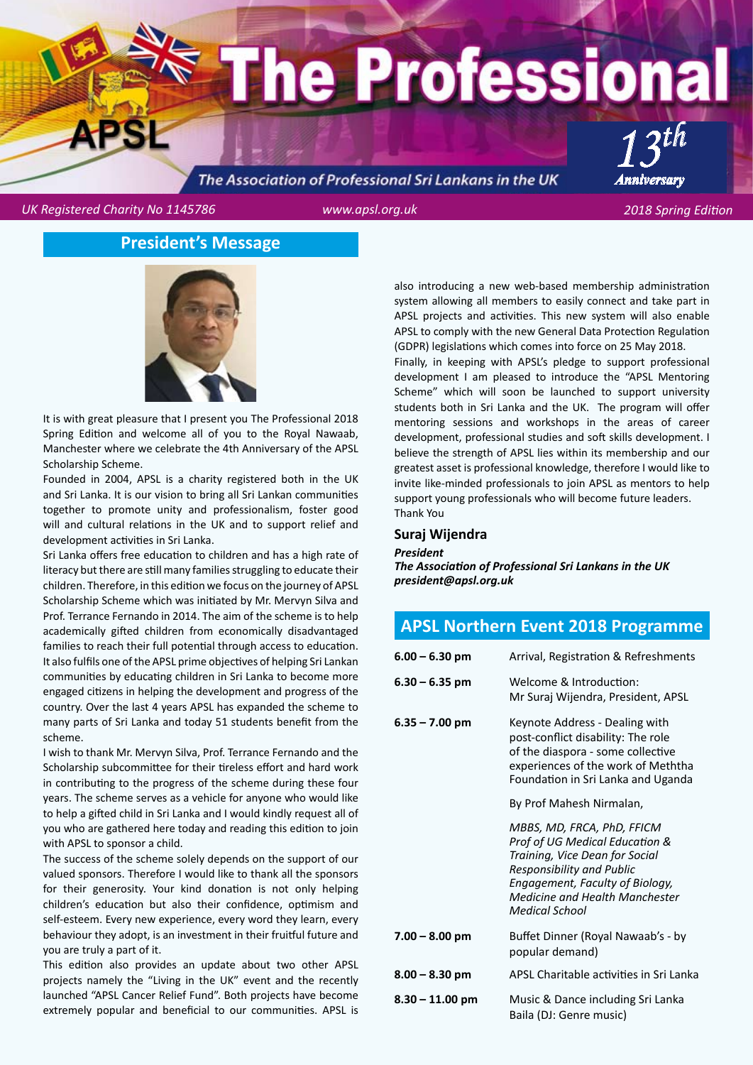# The Professional

**APSL** — The Association of Professional Sri Lankans in the UK

*13th Anniversary*

*UK Registered Charity No 1145786* | *www.apsl.org.uk* | *2018 Spring Edition*

## President's Message

It is with great pleasure that I present you The Professional 2018 Spring Edition and welcome all of you to the Royal Nawaab, Manchester where we celebrate the 4th Anniversary of the APSL Scholarship Scheme.

Founded in 2004, APSL is a charity registered both in the UK and Sri Lanka. It is our vision to bring all Sri Lankan communities together to promote unity and professionalism, foster good will and cultural relations in the UK and to support relief and development activities in Sri Lanka.

Sri Lanka offers free education to children and has a high rate of literacy but there are still many families struggling to educate their children. Therefore, in this edition we focus on the journey of APSL Scholarship Scheme which was initiated by Mr. Mervyn Silva and Prof. Terrance Fernando in 2014. The aim of the scheme is to help academically gifted children from economically disadvantaged families to reach their full potential through access to education. It also fulfils one of the APSL prime objectives of helping Sri Lankan communities by educating children in Sri Lanka to become more engaged citizens in helping the development and progress of the country. Over the last 4 years APSL has expanded the scheme to many parts of Sri Lanka and today 51 students benefit from the scheme.

I wish to thank Mr. Mervyn Silva, Prof. Terrance Fernando and the Scholarship subcommittee for their tireless effort and hard work in contributing to the progress of the scheme during these four years. The scheme serves as a vehicle for anyone who would like to help a gifted child in Sri Lanka and I would kindly request all of you who are gathered here today and reading this edition to join with APSL to sponsor a child.

The success of the scheme solely depends on the support of our valued sponsors. Therefore I would like to thank all the sponsors for their generosity. Your kind donation is not only helping children's education but also their confidence, optimism and self-esteem. Every new experience, every word they learn, every behaviour they adopt, is an investment in their fruitful future and you are truly a part of it.

This edition also provides an update about two other APSL projects namely the "Living in the UK" event and the recently launched "APSL Cancer Relief Fund". Both projects have become extremely popular and beneficial to our communities. APSL is also introducing a new web-based membership administration system allowing all members to easily connect and take part in APSL projects and activities. This new system will also enable APSL to comply with the new General Data Protection Regulation (GDPR) legislations which comes into force on 25 May 2018.

Finally, in keeping with APSL's pledge to support professional development I am pleased to introduce the "APSL Mentoring Scheme" which will soon be launched to support university students both in Sri Lanka and the UK. The program will offer mentoring sessions and workshops in the areas of career development, professional studies and soft skills development. I believe the strength of APSL lies within its membership and our greatest asset is professional knowledge, therefore I would like to invite like-minded professionals to join APSL as mentors to help support young professionals who will become future leaders.

Thank You

**Suraj Wijendra**

***President***
***The Association of Professional Sri Lankans in the UK***
***president@apsl.org.uk***

## APSL Northern Event 2018 Programme

| | |
|---|---|
| **6.00 – 6.30 pm** | Arrival, Registration & Refreshments |
| **6.30 – 6.35 pm** | Welcome & Introduction: Mr Suraj Wijendra, President, APSL |
| **6.35 – 7.00 pm** | Keynote Address - Dealing with post-conflict disability: The role of the diaspora - some collective experiences of the work of Meththa Foundation in Sri Lanka and Uganda<br><br>By Prof Mahesh Nirmalan,<br><br>*MBBS, MD, FRCA, PhD, FFICM Prof of UG Medical Education & Training, Vice Dean for Social Responsibility and Public Engagement, Faculty of Biology, Medicine and Health Manchester Medical School* |
| **7.00 – 8.00 pm** | Buffet Dinner (Royal Nawaab's - by popular demand) |
| **8.00 – 8.30 pm** | APSL Charitable activities in Sri Lanka |
| **8.30 – 11.00 pm** | Music & Dance including Sri Lanka Baila (DJ: Genre music) |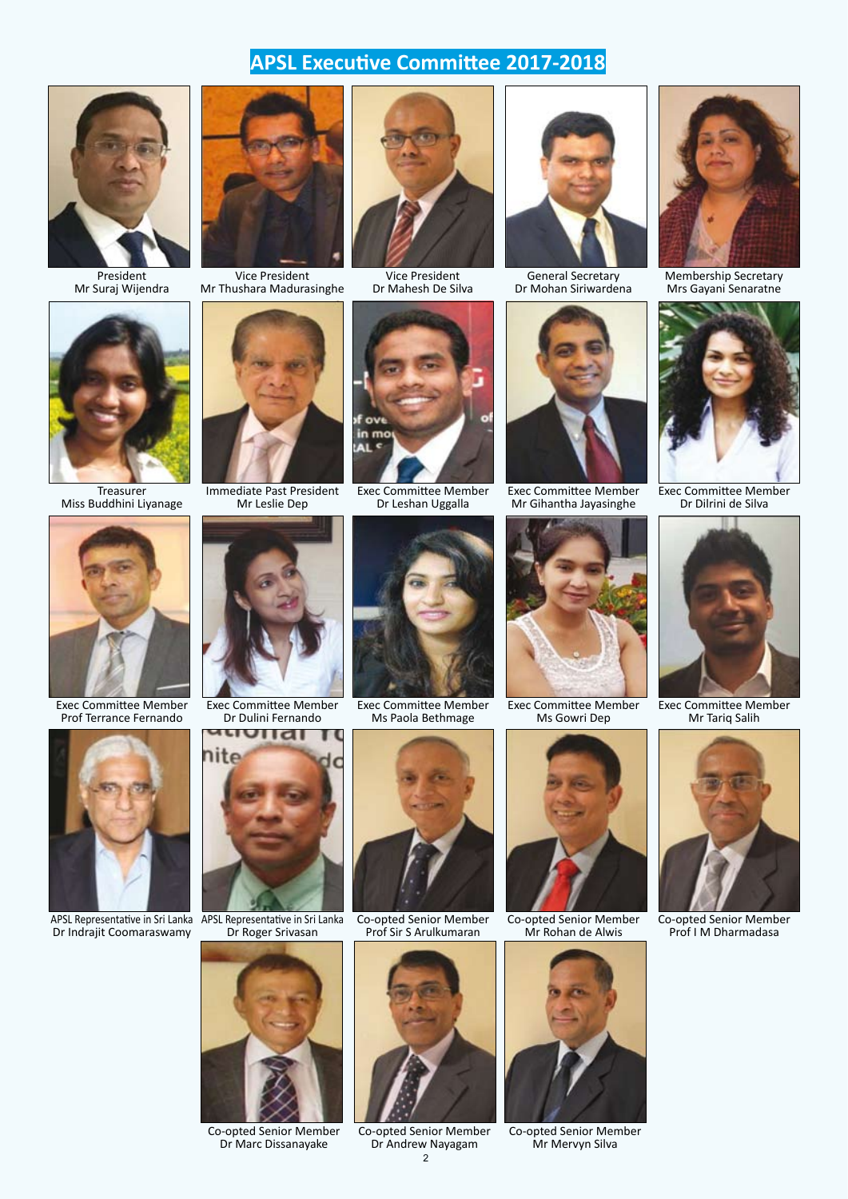# APSL Executive Committee 2017-2018

President
Mr Suraj Wijendra

Vice President
Mr Thushara Madurasinghe

Vice President
Dr Mahesh De Silva

General Secretary
Dr Mohan Siriwardena

Membership Secretary
Mrs Gayani Senaratne

Treasurer
Miss Buddhini Liyanage

Immediate Past President
Mr Leslie Dep

Exec Committee Member
Dr Leshan Uggalla

Exec Committee Member
Mr Gihantha Jayasinghe

Exec Committee Member
Dr Dilrini de Silva

Exec Committee Member
Prof Terrance Fernando

Exec Committee Member
Dr Dulini Fernando

Exec Committee Member
Ms Paola Bethmage

Exec Committee Member
Ms Gowri Dep

Exec Committee Member
Mr Tariq Salih

APSL Representative in Sri Lanka
Dr Indrajit Coomaraswamy

APSL Representative in Sri Lanka
Dr Roger Srivasan

Co-opted Senior Member
Prof Sir S Arulkumaran

Co-opted Senior Member
Mr Rohan de Alwis

Co-opted Senior Member
Prof I M Dharmadasa

Co-opted Senior Member
Dr Marc Dissanayake

Co-opted Senior Member
Dr Andrew Nayagam

Co-opted Senior Member
Mr Mervyn Silva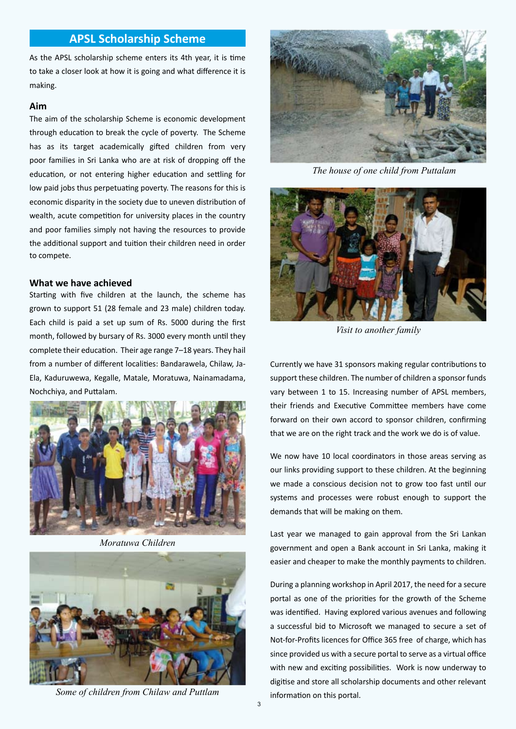## APSL Scholarship Scheme

As the APSL scholarship scheme enters its 4th year, it is time to take a closer look at how it is going and what difference it is making.

### Aim

The aim of the scholarship Scheme is economic development through education to break the cycle of poverty. The Scheme has as its target academically gifted children from very poor families in Sri Lanka who are at risk of dropping off the education, or not entering higher education and settling for low paid jobs thus perpetuating poverty. The reasons for this is economic disparity in the society due to uneven distribution of wealth, acute competition for university places in the country and poor families simply not having the resources to provide the additional support and tuition their children need in order to compete.

### What we have achieved

Starting with five children at the launch, the scheme has grown to support 51 (28 female and 23 male) children today. Each child is paid a set up sum of Rs. 5000 during the first month, followed by bursary of Rs. 3000 every month until they complete their education. Their age range 7–18 years. They hail from a number of different localities: Bandarawela, Chilaw, Ja-Ela, Kaduruwewa, Kegalle, Matale, Moratuwa, Nainamadama, Nochchiya, and Puttalam.

*Moratuwa Children*

*Some of children from Chilaw and Puttlam*

*The house of one child from Puttalam*

*Visit to another family*

Currently we have 31 sponsors making regular contributions to support these children. The number of children a sponsor funds vary between 1 to 15. Increasing number of APSL members, their friends and Executive Committee members have come forward on their own accord to sponsor children, confirming that we are on the right track and the work we do is of value.

We now have 10 local coordinators in those areas serving as our links providing support to these children. At the beginning we made a conscious decision not to grow too fast until our systems and processes were robust enough to support the demands that will be making on them.

Last year we managed to gain approval from the Sri Lankan government and open a Bank account in Sri Lanka, making it easier and cheaper to make the monthly payments to children.

During a planning workshop in April 2017, the need for a secure portal as one of the priorities for the growth of the Scheme was identified. Having explored various avenues and following a successful bid to Microsoft we managed to secure a set of Not-for-Profits licences for Office 365 free of charge, which has since provided us with a secure portal to serve as a virtual office with new and exciting possibilities. Work is now underway to digitise and store all scholarship documents and other relevant information on this portal.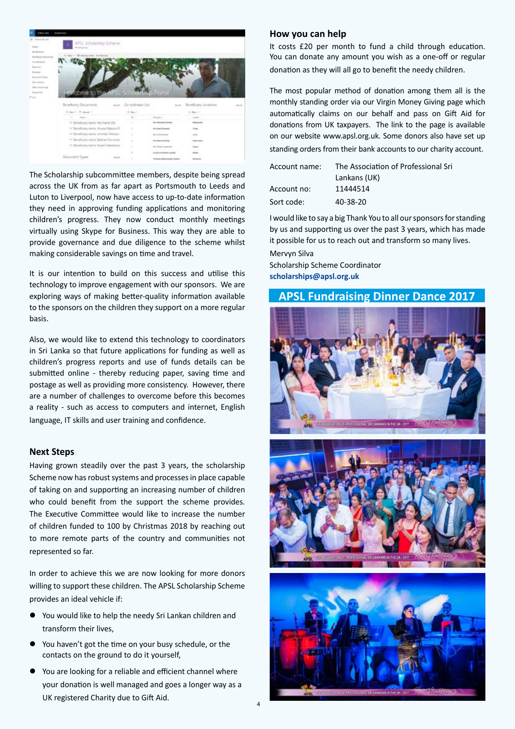The Scholarship subcommittee members, despite being spread across the UK from as far apart as Portsmouth to Leeds and Luton to Liverpool, now have access to up-to-date information they need in approving funding applications and monitoring children's progress. They now conduct monthly meetings virtually using Skype for Business. This way they are able to provide governance and due diligence to the scheme whilst making considerable savings on time and travel.

It is our intention to build on this success and utilise this technology to improve engagement with our sponsors. We are exploring ways of making better-quality information available to the sponsors on the children they support on a more regular basis.

Also, we would like to extend this technology to coordinators in Sri Lanka so that future applications for funding as well as children's progress reports and use of funds details can be submitted online - thereby reducing paper, saving time and postage as well as providing more consistency. However, there are a number of challenges to overcome before this becomes a reality - such as access to computers and internet, English language, IT skills and user training and confidence.

### Next Steps

Having grown steadily over the past 3 years, the scholarship Scheme now has robust systems and processes in place capable of taking on and supporting an increasing number of children who could benefit from the support the scheme provides. The Executive Committee would like to increase the number of children funded to 100 by Christmas 2018 by reaching out to more remote parts of the country and communities not represented so far.

In order to achieve this we are now looking for more donors willing to support these children. The APSL Scholarship Scheme provides an ideal vehicle if:

- You would like to help the needy Sri Lankan children and transform their lives,
- You haven't got the time on your busy schedule, or the contacts on the ground to do it yourself,
- You are looking for a reliable and efficient channel where your donation is well managed and goes a longer way as a UK registered Charity due to Gift Aid.

### How you can help

It costs £20 per month to fund a child through education. You can donate any amount you wish as a one-off or regular donation as they will all go to benefit the needy children.

The most popular method of donation among them all is the monthly standing order via our Virgin Money Giving page which automatically claims on our behalf and pass on Gift Aid for donations from UK taxpayers. The link to the page is available on our website www.apsl.org.uk. Some donors also have set up standing orders from their bank accounts to our charity account.

| | |
|---|---|
| Account name: | The Association of Professional Sri Lankans (UK) |
| Account no: | 11444514 |
| Sort code: | 40-38-20 |

I would like to say a big Thank You to all our sponsors for standing by us and supporting us over the past 3 years, which has made it possible for us to reach out and transform so many lives.

Mervyn Silva
Scholarship Scheme Coordinator
**scholarships@apsl.org.uk**

## APSL Fundraising Dinner Dance 2017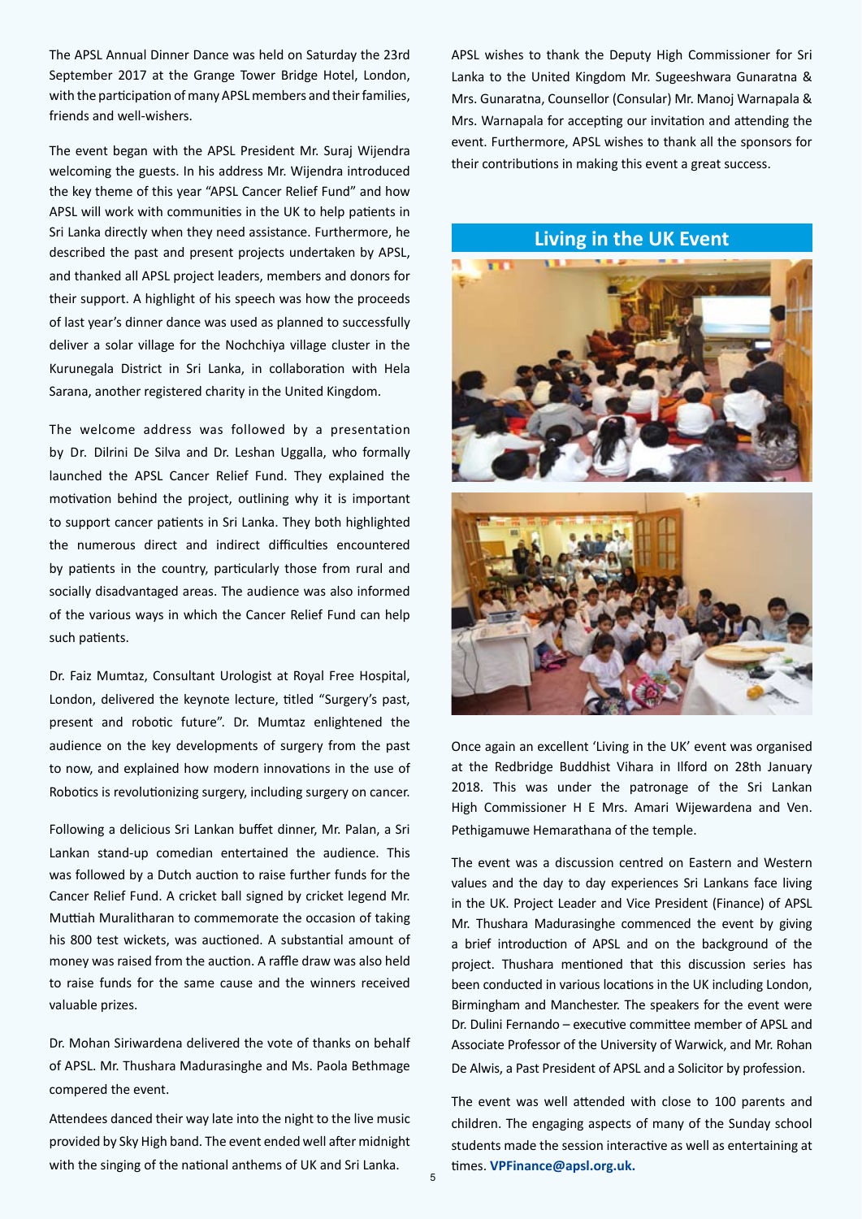The APSL Annual Dinner Dance was held on Saturday the 23rd September 2017 at the Grange Tower Bridge Hotel, London, with the participation of many APSL members and their families, friends and well-wishers.

The event began with the APSL President Mr. Suraj Wijendra welcoming the guests. In his address Mr. Wijendra introduced the key theme of this year "APSL Cancer Relief Fund" and how APSL will work with communities in the UK to help patients in Sri Lanka directly when they need assistance. Furthermore, he described the past and present projects undertaken by APSL, and thanked all APSL project leaders, members and donors for their support. A highlight of his speech was how the proceeds of last year's dinner dance was used as planned to successfully deliver a solar village for the Nochchiya village cluster in the Kurunegala District in Sri Lanka, in collaboration with Hela Sarana, another registered charity in the United Kingdom.

The welcome address was followed by a presentation by Dr. Dilrini De Silva and Dr. Leshan Uggalla, who formally launched the APSL Cancer Relief Fund. They explained the motivation behind the project, outlining why it is important to support cancer patients in Sri Lanka. They both highlighted the numerous direct and indirect difficulties encountered by patients in the country, particularly those from rural and socially disadvantaged areas. The audience was also informed of the various ways in which the Cancer Relief Fund can help such patients.

Dr. Faiz Mumtaz, Consultant Urologist at Royal Free Hospital, London, delivered the keynote lecture, titled "Surgery's past, present and robotic future". Dr. Mumtaz enlightened the audience on the key developments of surgery from the past to now, and explained how modern innovations in the use of Robotics is revolutionizing surgery, including surgery on cancer.

Following a delicious Sri Lankan buffet dinner, Mr. Palan, a Sri Lankan stand-up comedian entertained the audience. This was followed by a Dutch auction to raise further funds for the Cancer Relief Fund. A cricket ball signed by cricket legend Mr. Muttiah Muralitharan to commemorate the occasion of taking his 800 test wickets, was auctioned. A substantial amount of money was raised from the auction. A raffle draw was also held to raise funds for the same cause and the winners received valuable prizes.

Dr. Mohan Siriwardena delivered the vote of thanks on behalf of APSL. Mr. Thushara Madurasinghe and Ms. Paola Bethmage compered the event.

Attendees danced their way late into the night to the live music provided by Sky High band. The event ended well after midnight with the singing of the national anthems of UK and Sri Lanka.

APSL wishes to thank the Deputy High Commissioner for Sri Lanka to the United Kingdom Mr. Sugeeshwara Gunaratna & Mrs. Gunaratna, Counsellor (Consular) Mr. Manoj Warnapala & Mrs. Warnapala for accepting our invitation and attending the event. Furthermore, APSL wishes to thank all the sponsors for their contributions in making this event a great success.

## Living in the UK Event

Once again an excellent 'Living in the UK' event was organised at the Redbridge Buddhist Vihara in Ilford on 28th January 2018. This was under the patronage of the Sri Lankan High Commissioner H E Mrs. Amari Wijewardena and Ven. Pethigamuwe Hemarathana of the temple.

The event was a discussion centred on Eastern and Western values and the day to day experiences Sri Lankans face living in the UK. Project Leader and Vice President (Finance) of APSL Mr. Thushara Madurasinghe commenced the event by giving a brief introduction of APSL and on the background of the project. Thushara mentioned that this discussion series has been conducted in various locations in the UK including London, Birmingham and Manchester. The speakers for the event were Dr. Dulini Fernando – executive committee member of APSL and Associate Professor of the University of Warwick, and Mr. Rohan De Alwis, a Past President of APSL and a Solicitor by profession.

The event was well attended with close to 100 parents and children. The engaging aspects of many of the Sunday school students made the session interactive as well as entertaining at times. **VPFinance@apsl.org.uk.**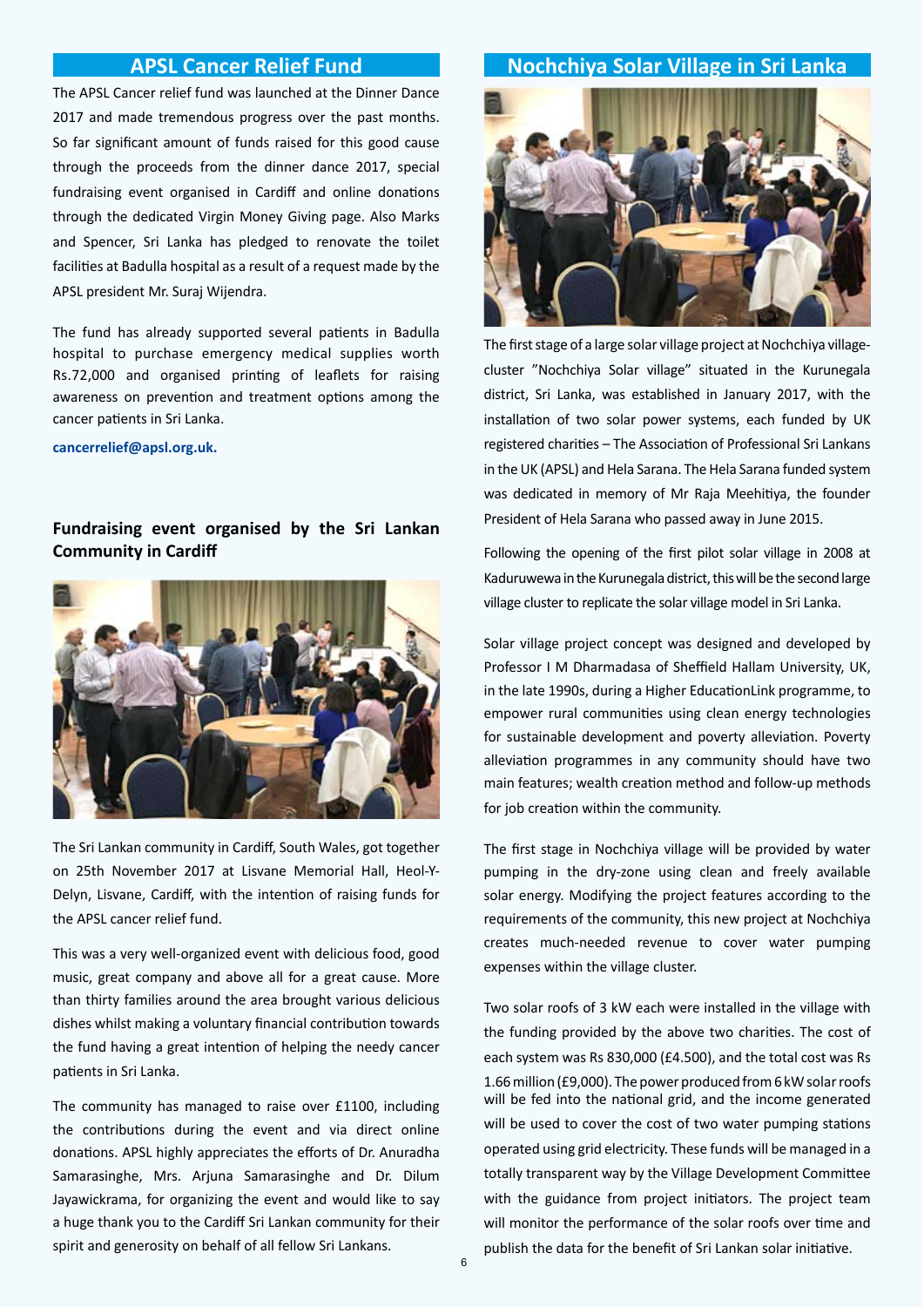## APSL Cancer Relief Fund

The APSL Cancer relief fund was launched at the Dinner Dance 2017 and made tremendous progress over the past months. So far significant amount of funds raised for this good cause through the proceeds from the dinner dance 2017, special fundraising event organised in Cardiff and online donations through the dedicated Virgin Money Giving page. Also Marks and Spencer, Sri Lanka has pledged to renovate the toilet facilities at Badulla hospital as a result of a request made by the APSL president Mr. Suraj Wijendra.

The fund has already supported several patients in Badulla hospital to purchase emergency medical supplies worth Rs.72,000 and organised printing of leaflets for raising awareness on prevention and treatment options among the cancer patients in Sri Lanka.

**cancerrelief@apsl.org.uk.**

### Fundraising event organised by the Sri Lankan Community in Cardiff

The Sri Lankan community in Cardiff, South Wales, got together on 25th November 2017 at Lisvane Memorial Hall, Heol-Y-Delyn, Lisvane, Cardiff, with the intention of raising funds for the APSL cancer relief fund.

This was a very well-organized event with delicious food, good music, great company and above all for a great cause. More than thirty families around the area brought various delicious dishes whilst making a voluntary financial contribution towards the fund having a great intention of helping the needy cancer patients in Sri Lanka.

The community has managed to raise over £1100, including the contributions during the event and via direct online donations. APSL highly appreciates the efforts of Dr. Anuradha Samarasinghe, Mrs. Arjuna Samarasinghe and Dr. Dilum Jayawickrama, for organizing the event and would like to say a huge thank you to the Cardiff Sri Lankan community for their spirit and generosity on behalf of all fellow Sri Lankans.

## Nochchiya Solar Village in Sri Lanka

The first stage of a large solar village project at Nochchiya village-cluster "Nochchiya Solar village" situated in the Kurunegala district, Sri Lanka, was established in January 2017, with the installation of two solar power systems, each funded by UK registered charities – The Association of Professional Sri Lankans in the UK (APSL) and Hela Sarana. The Hela Sarana funded system was dedicated in memory of Mr Raja Meehitiya, the founder President of Hela Sarana who passed away in June 2015.

Following the opening of the first pilot solar village in 2008 at Kaduruwewa in the Kurunegala district, this will be the second large village cluster to replicate the solar village model in Sri Lanka.

Solar village project concept was designed and developed by Professor I M Dharmadasa of Sheffield Hallam University, UK, in the late 1990s, during a Higher EducationLink programme, to empower rural communities using clean energy technologies for sustainable development and poverty alleviation. Poverty alleviation programmes in any community should have two main features; wealth creation method and follow-up methods for job creation within the community.

The first stage in Nochchiya village will be provided by water pumping in the dry-zone using clean and freely available solar energy. Modifying the project features according to the requirements of the community, this new project at Nochchiya creates much-needed revenue to cover water pumping expenses within the village cluster.

Two solar roofs of 3 kW each were installed in the village with the funding provided by the above two charities. The cost of each system was Rs 830,000 (£4.500), and the total cost was Rs 1.66 million (£9,000). The power produced from 6 kW solar roofs will be fed into the national grid, and the income generated will be used to cover the cost of two water pumping stations operated using grid electricity. These funds will be managed in a totally transparent way by the Village Development Committee with the guidance from project initiators. The project team will monitor the performance of the solar roofs over time and publish the data for the benefit of Sri Lankan solar initiative.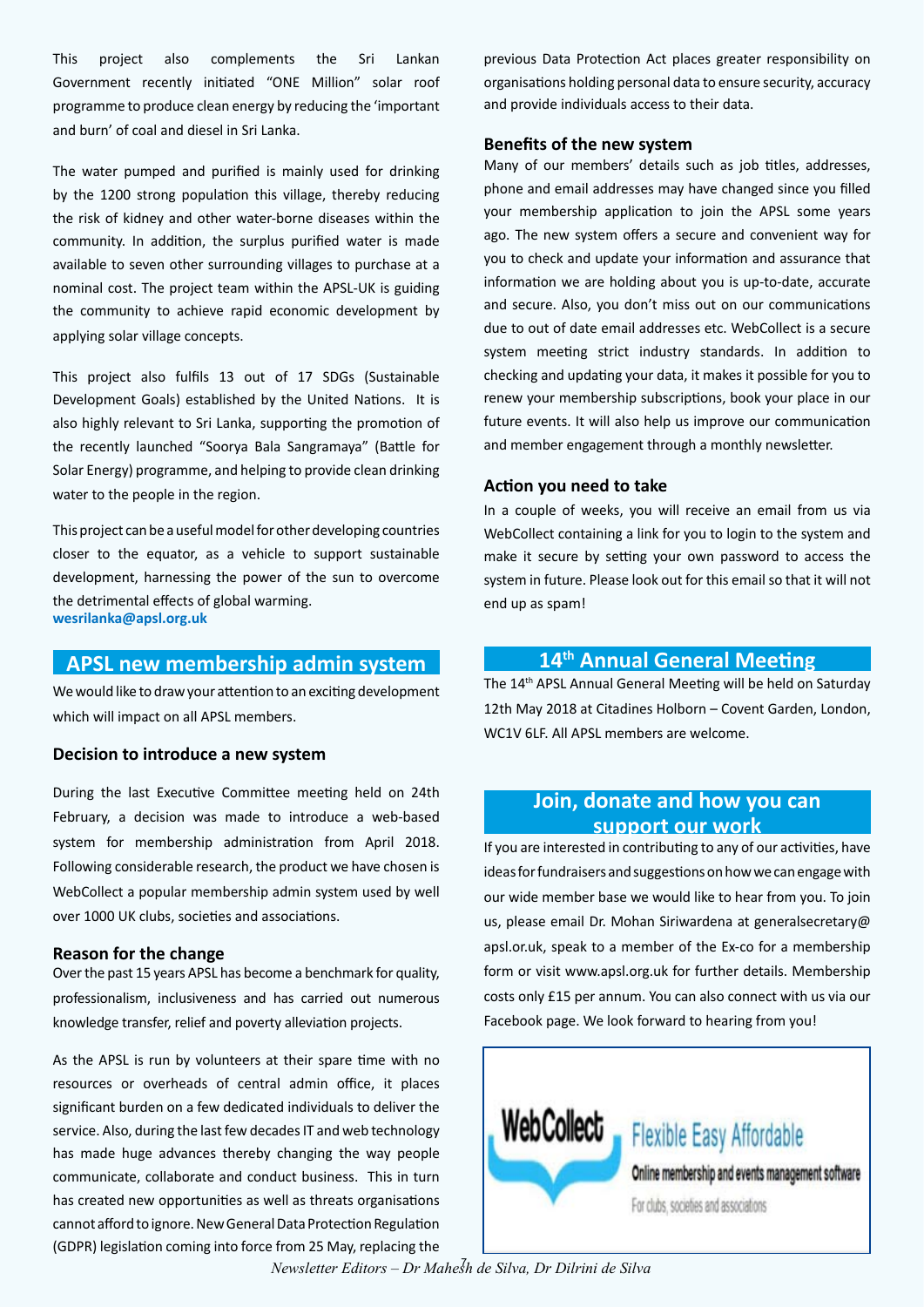This project also complements the Sri Lankan Government recently initiated "ONE Million" solar roof programme to produce clean energy by reducing the 'important and burn' of coal and diesel in Sri Lanka.

The water pumped and purified is mainly used for drinking by the 1200 strong population this village, thereby reducing the risk of kidney and other water-borne diseases within the community. In addition, the surplus purified water is made available to seven other surrounding villages to purchase at a nominal cost. The project team within the APSL-UK is guiding the community to achieve rapid economic development by applying solar village concepts.

This project also fulfils 13 out of 17 SDGs (Sustainable Development Goals) established by the United Nations. It is also highly relevant to Sri Lanka, supporting the promotion of the recently launched "Soorya Bala Sangramaya" (Battle for Solar Energy) programme, and helping to provide clean drinking water to the people in the region.

This project can be a useful model for other developing countries closer to the equator, as a vehicle to support sustainable development, harnessing the power of the sun to overcome the detrimental effects of global warming.
**wesrilanka@apsl.org.uk**

## APSL new membership admin system

We would like to draw your attention to an exciting development which will impact on all APSL members.

### Decision to introduce a new system

During the last Executive Committee meeting held on 24th February, a decision was made to introduce a web-based system for membership administration from April 2018. Following considerable research, the product we have chosen is WebCollect a popular membership admin system used by well over 1000 UK clubs, societies and associations.

### Reason for the change

Over the past 15 years APSL has become a benchmark for quality, professionalism, inclusiveness and has carried out numerous knowledge transfer, relief and poverty alleviation projects.

As the APSL is run by volunteers at their spare time with no resources or overheads of central admin office, it places significant burden on a few dedicated individuals to deliver the service. Also, during the last few decades IT and web technology has made huge advances thereby changing the way people communicate, collaborate and conduct business. This in turn has created new opportunities as well as threats organisations cannot afford to ignore. New General Data Protection Regulation (GDPR) legislation coming into force from 25 May, replacing the previous Data Protection Act places greater responsibility on organisations holding personal data to ensure security, accuracy and provide individuals access to their data.

### Benefits of the new system

Many of our members' details such as job titles, addresses, phone and email addresses may have changed since you filled your membership application to join the APSL some years ago. The new system offers a secure and convenient way for you to check and update your information and assurance that information we are holding about you is up-to-date, accurate and secure. Also, you don't miss out on our communications due to out of date email addresses etc. WebCollect is a secure system meeting strict industry standards. In addition to checking and updating your data, it makes it possible for you to renew your membership subscriptions, book your place in our future events. It will also help us improve our communication and member engagement through a monthly newsletter.

### Action you need to take

In a couple of weeks, you will receive an email from us via WebCollect containing a link for you to login to the system and make it secure by setting your own password to access the system in future. Please look out for this email so that it will not end up as spam!

## 14th Annual General Meeting

The 14th APSL Annual General Meeting will be held on Saturday 12th May 2018 at Citadines Holborn – Covent Garden, London, WC1V 6LF. All APSL members are welcome.

## Join, donate and how you can support our work

If you are interested in contributing to any of our activities, have ideas for fundraisers and suggestions on how we can engage with our wide member base we would like to hear from you. To join us, please email Dr. Mohan Siriwardena at generalsecretary@apsl.or.uk, speak to a member of the Ex-co for a membership form or visit www.apsl.org.uk for further details. Membership costs only £15 per annum. You can also connect with us via our Facebook page. We look forward to hearing from you!

WebCollect

Flexible Easy Affordable

Online membership and events management software

For clubs, societies and associations

*Newsletter Editors – Dr Mahesh de Silva, Dr Dilrini de Silva*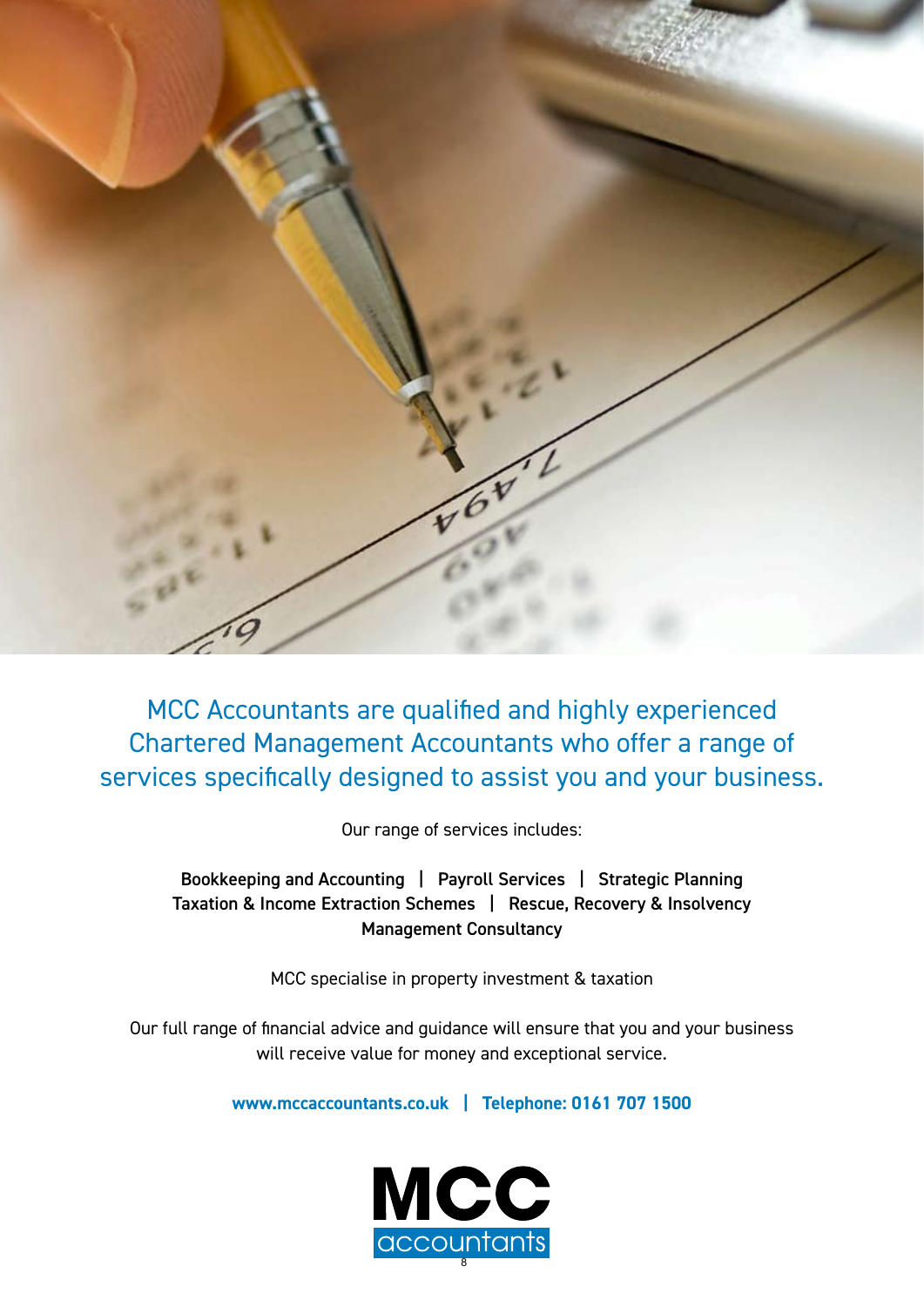MCC Accountants are qualified and highly experienced Chartered Management Accountants who offer a range of services specifically designed to assist you and your business.

Our range of services includes:

**Bookkeeping and Accounting | Payroll Services | Strategic Planning**
**Taxation & Income Extraction Schemes | Rescue, Recovery & Insolvency**
**Management Consultancy**

MCC specialise in property investment & taxation

Our full range of financial advice and guidance will ensure that you and your business will receive value for money and exceptional service.

**www.mccaccountants.co.uk | Telephone: 0161 707 1500**

MCC
accountants